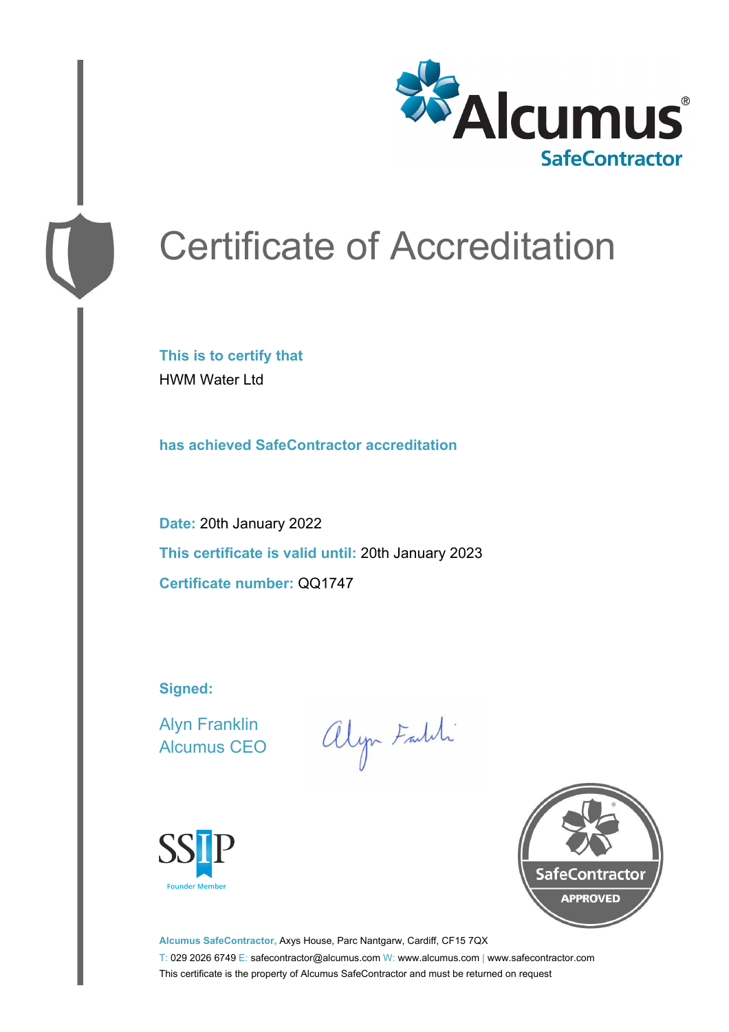Alcumus® SafeContractor

# Certificate of Accreditation

**This is to certify that**

HWM Water Ltd

**has achieved SafeContractor accreditation**

**Date:** 20th January 2022

**This certificate is valid until:** 20th January 2023

**Certificate number:** QQ1747

**Signed:**

Alyn Franklin
Alcumus CEO

SSIP Founder Member

SafeContractor APPROVED

**Alcumus SafeContractor,** Axys House, Parc Nantgarw, Cardiff, CF15 7QX

T: 029 2026 6749 E: safecontractor@alcumus.com W: www.alcumus.com | www.safecontractor.com

This certificate is the property of Alcumus SafeContractor and must be returned on request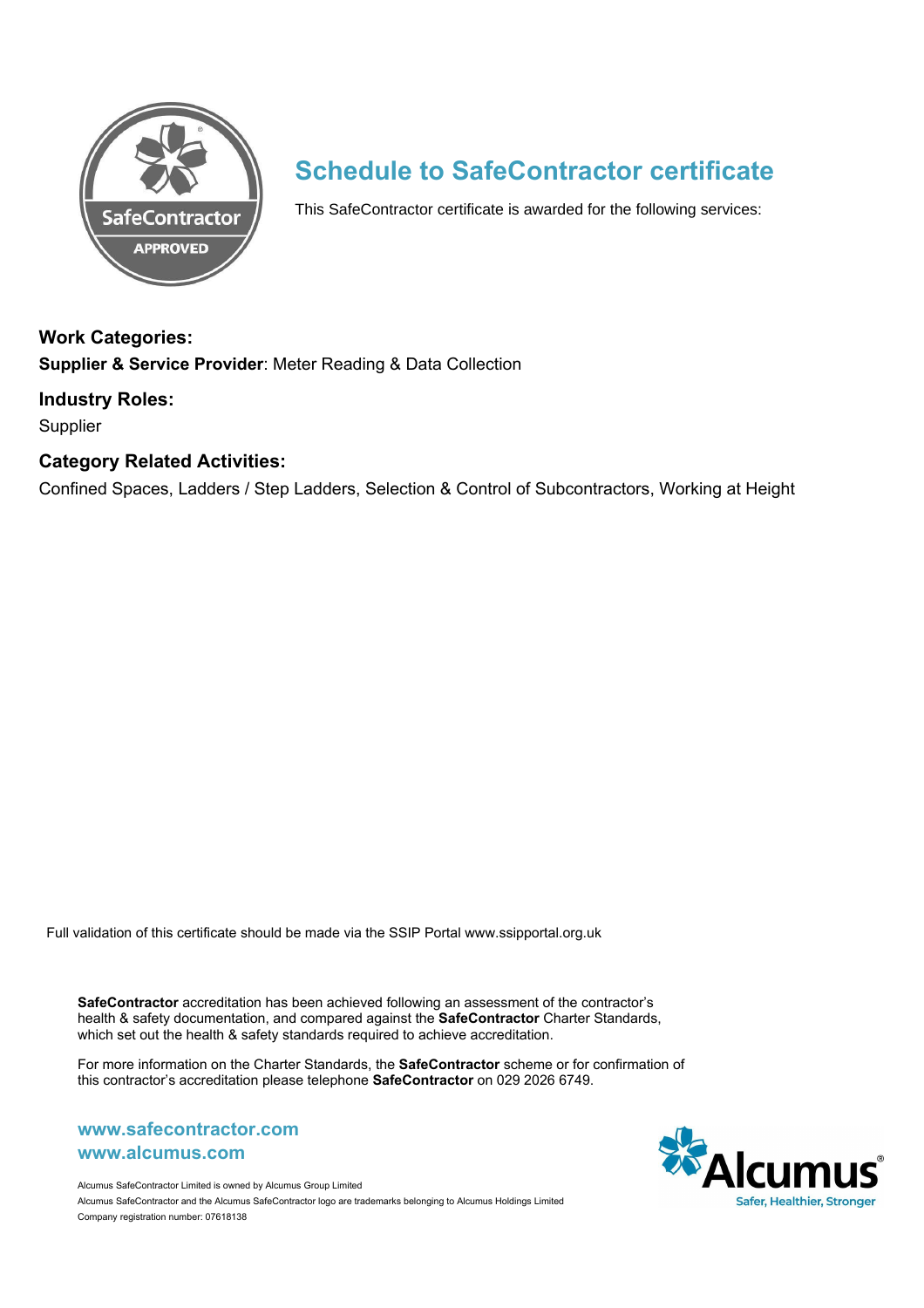# Schedule to SafeContractor certificate

This SafeContractor certificate is awarded for the following services:

## Work Categories:

**Supplier & Service Provider**: Meter Reading & Data Collection

## Industry Roles:

Supplier

## Category Related Activities:

Confined Spaces, Ladders / Step Ladders, Selection & Control of Subcontractors, Working at Height

Full validation of this certificate should be made via the SSIP Portal www.ssipportal.org.uk

**SafeContractor** accreditation has been achieved following an assessment of the contractor's health & safety documentation, and compared against the **SafeContractor** Charter Standards, which set out the health & safety standards required to achieve accreditation.

For more information on the Charter Standards, the **SafeContractor** scheme or for confirmation of this contractor's accreditation please telephone **SafeContractor** on 029 2026 6749.

**www.safecontractor.com**
**www.alcumus.com**

Alcumus SafeContractor Limited is owned by Alcumus Group Limited
Alcumus SafeContractor and the Alcumus SafeContractor logo are trademarks belonging to Alcumus Holdings Limited
Company registration number: 07618138

Alcumus®
Safer, Healthier, Stronger